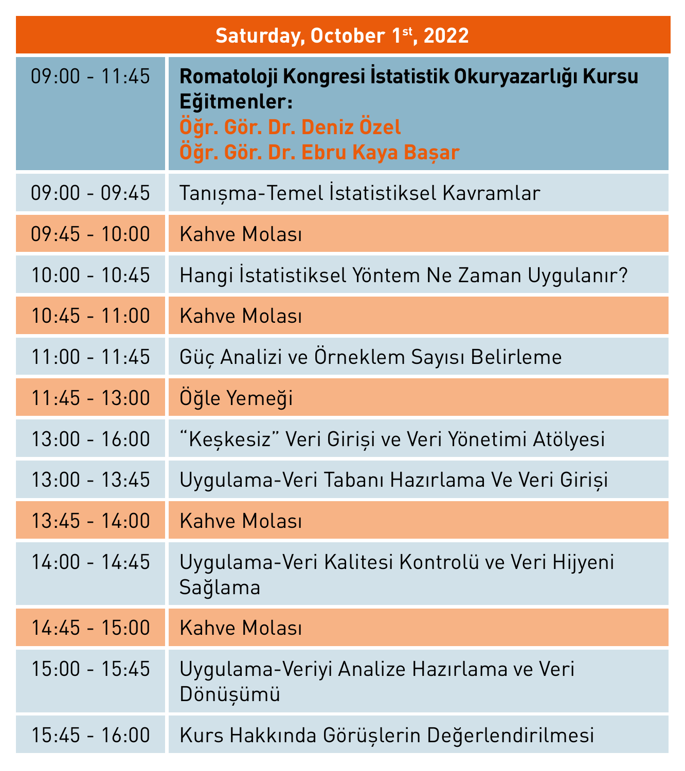| Saturday, October 1st, 2022 | |
|---|---|
| 09:00 - 11:45 | **Romatoloji Kongresi İstatistik Okuryazarlığı Kursu**<br>**Eğitmenler:**<br>**Öğr. Gör. Dr. Deniz Özel**<br>**Öğr. Gör. Dr. Ebru Kaya Başar** |
| 09:00 - 09:45 | Tanışma-Temel İstatistiksel Kavramlar |
| 09:45 - 10:00 | Kahve Molası |
| 10:00 - 10:45 | Hangi İstatistiksel Yöntem Ne Zaman Uygulanır? |
| 10:45 - 11:00 | Kahve Molası |
| 11:00 - 11:45 | Güç Analizi ve Örneklem Sayısı Belirleme |
| 11:45 - 13:00 | Öğle Yemeği |
| 13:00 - 16:00 | "Keşkesiz" Veri Girişi ve Veri Yönetimi Atölyesi |
| 13:00 - 13:45 | Uygulama-Veri Tabanı Hazırlama Ve Veri Girişi |
| 13:45 - 14:00 | Kahve Molası |
| 14:00 - 14:45 | Uygulama-Veri Kalitesi Kontrolü ve Veri Hijyeni Sağlama |
| 14:45 - 15:00 | Kahve Molası |
| 15:00 - 15:45 | Uygulama-Veriyi Analize Hazırlama ve Veri Dönüşümü |
| 15:45 - 16:00 | Kurs Hakkında Görüşlerin Değerlendirilmesi |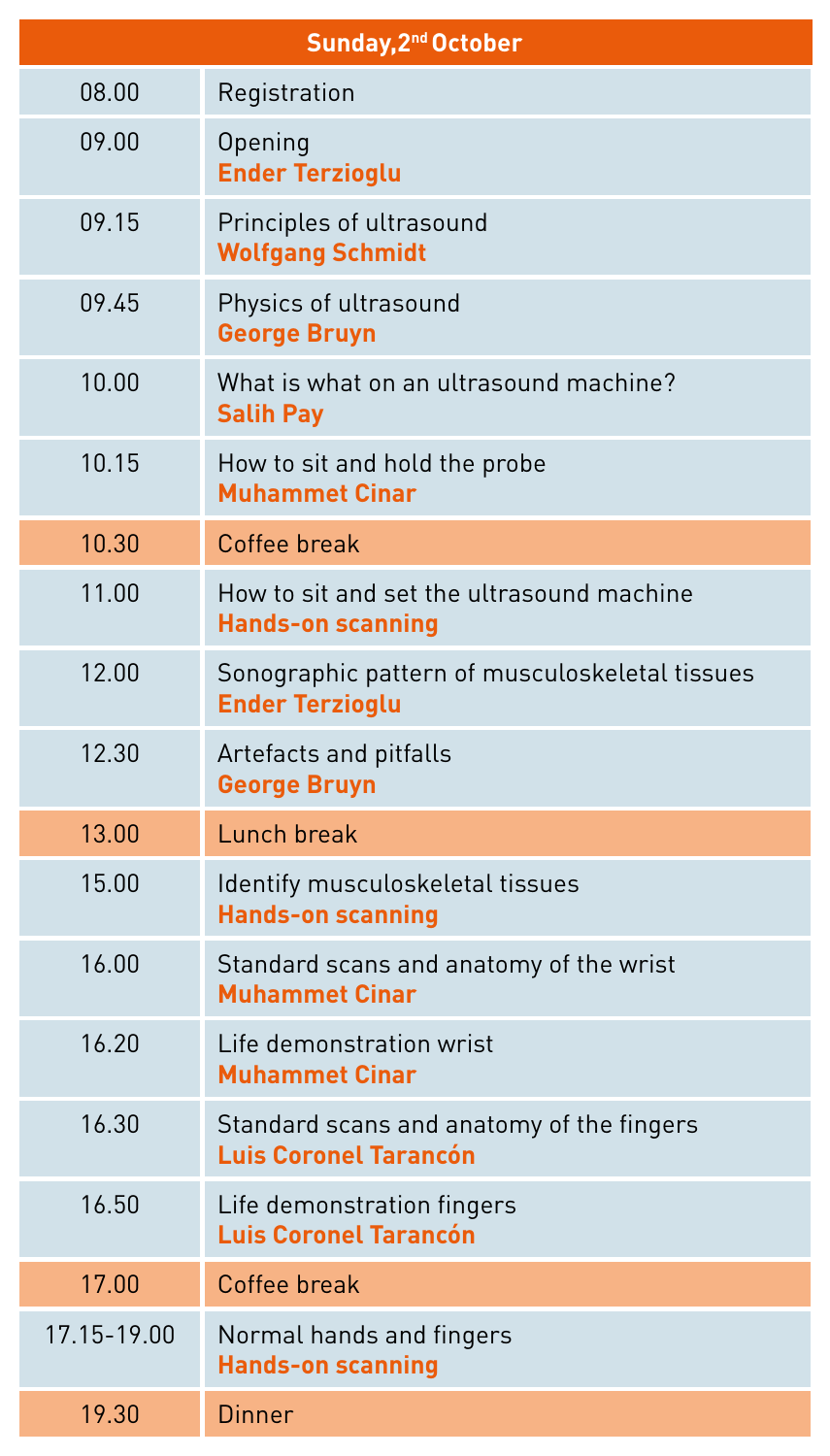| Sunday, 2nd October | |
|---|---|
| 08.00 | Registration |
| 09.00 | Opening<br>**Ender Terzioglu** |
| 09.15 | Principles of ultrasound<br>**Wolfgang Schmidt** |
| 09.45 | Physics of ultrasound<br>**George Bruyn** |
| 10.00 | What is what on an ultrasound machine?<br>**Salih Pay** |
| 10.15 | How to sit and hold the probe<br>**Muhammet Cinar** |
| 10.30 | Coffee break |
| 11.00 | How to sit and set the ultrasound machine<br>**Hands-on scanning** |
| 12.00 | Sonographic pattern of musculoskeletal tissues<br>**Ender Terzioglu** |
| 12.30 | Artefacts and pitfalls<br>**George Bruyn** |
| 13.00 | Lunch break |
| 15.00 | Identify musculoskeletal tissues<br>**Hands-on scanning** |
| 16.00 | Standard scans and anatomy of the wrist<br>**Muhammet Cinar** |
| 16.20 | Life demonstration wrist<br>**Muhammet Cinar** |
| 16.30 | Standard scans and anatomy of the fingers<br>**Luis Coronel Tarancón** |
| 16.50 | Life demonstration fingers<br>**Luis Coronel Tarancón** |
| 17.00 | Coffee break |
| 17.15-19.00 | Normal hands and fingers<br>**Hands-on scanning** |
| 19.30 | Dinner |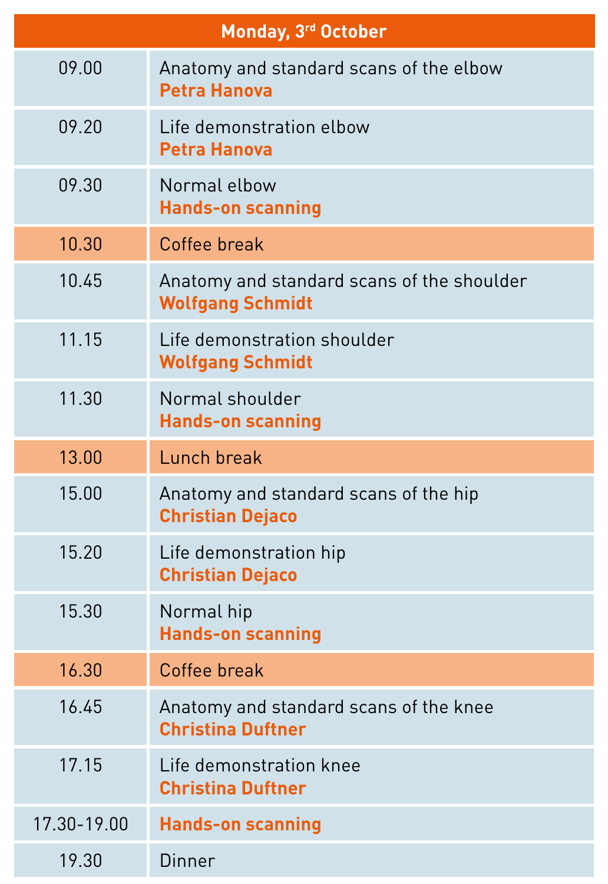| Monday, 3rd October | |
|---|---|
| 09.00 | Anatomy and standard scans of the elbow<br>**Petra Hanova** |
| 09.20 | Life demonstration elbow<br>**Petra Hanova** |
| 09.30 | Normal elbow<br>**Hands-on scanning** |
| 10.30 | Coffee break |
| 10.45 | Anatomy and standard scans of the shoulder<br>**Wolfgang Schmidt** |
| 11.15 | Life demonstration shoulder<br>**Wolfgang Schmidt** |
| 11.30 | Normal shoulder<br>**Hands-on scanning** |
| 13.00 | Lunch break |
| 15.00 | Anatomy and standard scans of the hip<br>**Christian Dejaco** |
| 15.20 | Life demonstration hip<br>**Christian Dejaco** |
| 15.30 | Normal hip<br>**Hands-on scanning** |
| 16.30 | Coffee break |
| 16.45 | Anatomy and standard scans of the knee<br>**Christina Duftner** |
| 17.15 | Life demonstration knee<br>**Christina Duftner** |
| 17.30-19.00 | **Hands-on scanning** |
| 19.30 | Dinner |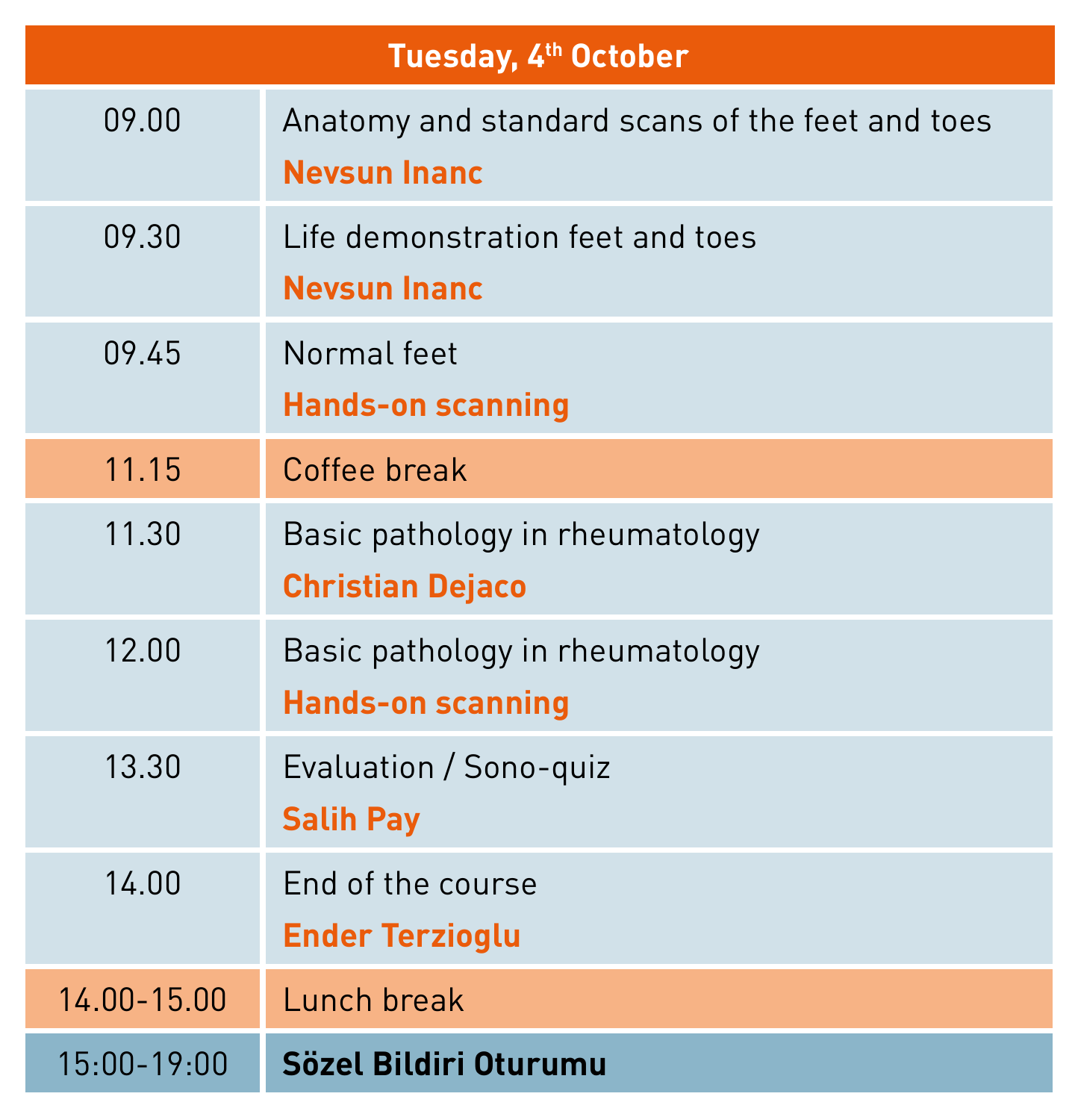| Tuesday, 4th October | |
|---|---|
| 09.00 | Anatomy and standard scans of the feet and toes<br>**Nevsun Inanc** |
| 09.30 | Life demonstration feet and toes<br>**Nevsun Inanc** |
| 09.45 | Normal feet<br>**Hands-on scanning** |
| 11.15 | Coffee break |
| 11.30 | Basic pathology in rheumatology<br>**Christian Dejaco** |
| 12.00 | Basic pathology in rheumatology<br>**Hands-on scanning** |
| 13.30 | Evaluation / Sono-quiz<br>**Salih Pay** |
| 14.00 | End of the course<br>**Ender Terzioglu** |
| 14.00-15.00 | Lunch break |
| 15:00-19:00 | **Sözel Bildiri Oturumu** |